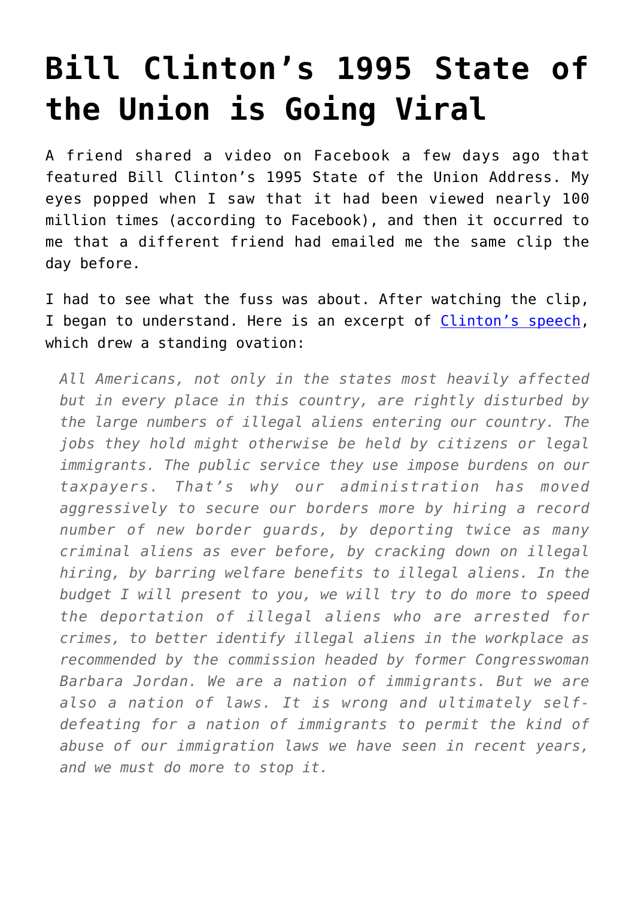# Bill Clinton's 1995 State of the Union is Going Viral

A friend shared a video on Facebook a few days ago that featured Bill Clinton's 1995 State of the Union Address. My eyes popped when I saw that it had been viewed nearly 100 million times (according to Facebook), and then it occurred to me that a different friend had emailed me the same clip the day before.

I had to see what the fuss was about. After watching the clip, I began to understand. Here is an excerpt of [Clinton's speech](), which drew a standing ovation:

> *All Americans, not only in the states most heavily affected but in every place in this country, are rightly disturbed by the large numbers of illegal aliens entering our country. The jobs they hold might otherwise be held by citizens or legal immigrants. The public service they use impose burdens on our taxpayers. That's why our administration has moved aggressively to secure our borders more by hiring a record number of new border guards, by deporting twice as many criminal aliens as ever before, by cracking down on illegal hiring, by barring welfare benefits to illegal aliens. In the budget I will present to you, we will try to do more to speed the deportation of illegal aliens who are arrested for crimes, to better identify illegal aliens in the workplace as recommended by the commission headed by former Congresswoman Barbara Jordan. We are a nation of immigrants. But we are also a nation of laws. It is wrong and ultimately self-defeating for a nation of immigrants to permit the kind of abuse of our immigration laws we have seen in recent years, and we must do more to stop it.*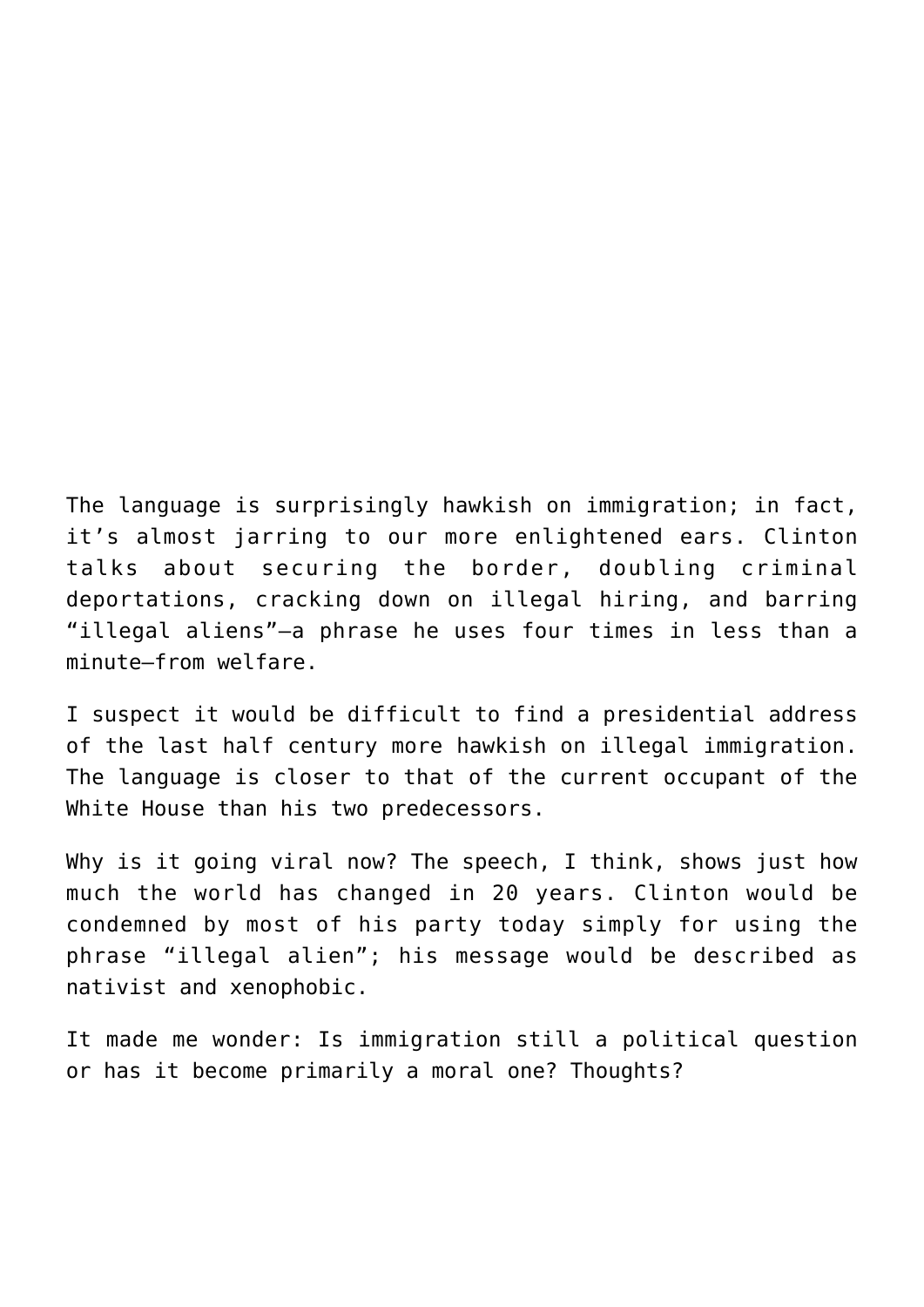The language is surprisingly hawkish on immigration; in fact, it's almost jarring to our more enlightened ears. Clinton talks about securing the border, doubling criminal deportations, cracking down on illegal hiring, and barring "illegal aliens"—a phrase he uses four times in less than a minute—from welfare.

I suspect it would be difficult to find a presidential address of the last half century more hawkish on illegal immigration. The language is closer to that of the current occupant of the White House than his two predecessors.

Why is it going viral now? The speech, I think, shows just how much the world has changed in 20 years. Clinton would be condemned by most of his party today simply for using the phrase "illegal alien"; his message would be described as nativist and xenophobic.

It made me wonder: Is immigration still a political question or has it become primarily a moral one? Thoughts?